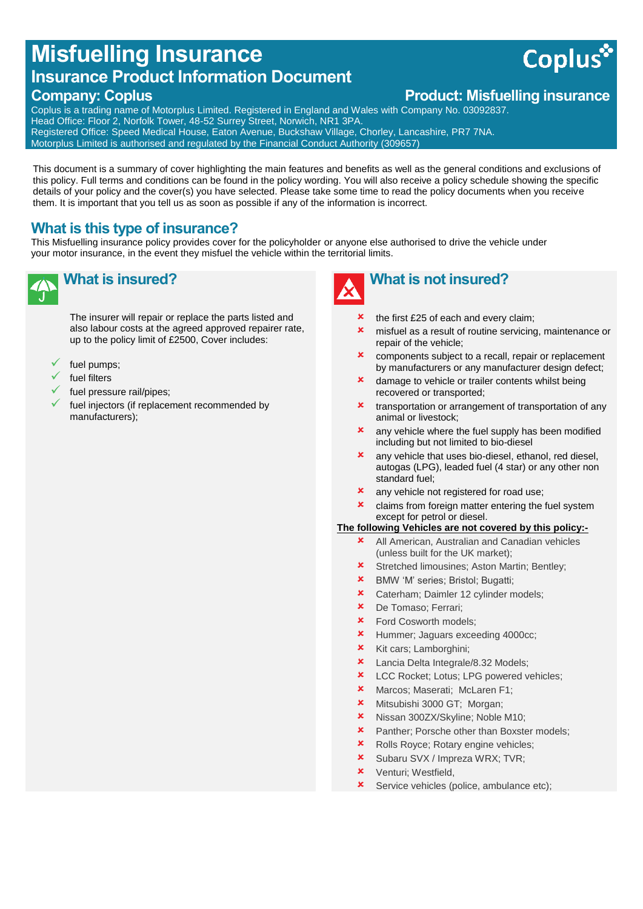# Misfuelling Insurance

## Insurance Product Information Document

**Company: Coplus** **Product: Misfuelling insurance**

Coplus is a trading name of Motorplus Limited. Registered in England and Wales with Company No. 03092837.
Head Office: Floor 2, Norfolk Tower, 48-52 Surrey Street, Norwich, NR1 3PA.
Registered Office: Speed Medical House, Eaton Avenue, Buckshaw Village, Chorley, Lancashire, PR7 7NA.
Motorplus Limited is authorised and regulated by the Financial Conduct Authority (309657)

This document is a summary of cover highlighting the main features and benefits as well as the general conditions and exclusions of this policy. Full terms and conditions can be found in the policy wording. You will also receive a policy schedule showing the specific details of your policy and the cover(s) you have selected. Please take some time to read the policy documents when you receive them. It is important that you tell us as soon as possible if any of the information is incorrect.

## What is this type of insurance?

This Misfuelling insurance policy provides cover for the policyholder or anyone else authorised to drive the vehicle under your motor insurance, in the event they misfuel the vehicle within the territorial limits.

## What is insured?

The insurer will repair or replace the parts listed and also labour costs at the agreed approved repairer rate, up to the policy limit of £2500, Cover includes:

- ✓ fuel pumps;
- ✓ fuel filters
- ✓ fuel pressure rail/pipes;
- ✓ fuel injectors (if replacement recommended by manufacturers);

## What is not insured?

- ✗ the first £25 of each and every claim;
- ✗ misfuel as a result of routine servicing, maintenance or repair of the vehicle;
- ✗ components subject to a recall, repair or replacement by manufacturers or any manufacturer design defect;
- ✗ damage to vehicle or trailer contents whilst being recovered or transported;
- ✗ transportation or arrangement of transportation of any animal or livestock;
- ✗ any vehicle where the fuel supply has been modified including but not limited to bio-diesel
- ✗ any vehicle that uses bio-diesel, ethanol, red diesel, autogas (LPG), leaded fuel (4 star) or any other non standard fuel;
- ✗ any vehicle not registered for road use;
- ✗ claims from foreign matter entering the fuel system except for petrol or diesel.

**<u>The following Vehicles are not covered by this policy:-</u>**

- ✗ All American, Australian and Canadian vehicles (unless built for the UK market);
- ✗ Stretched limousines; Aston Martin; Bentley;
- ✗ BMW 'M' series; Bristol; Bugatti;
- ✗ Caterham; Daimler 12 cylinder models;
- ✗ De Tomaso; Ferrari;
- ✗ Ford Cosworth models;
- ✗ Hummer; Jaguars exceeding 4000cc;
- ✗ Kit cars; Lamborghini;
- ✗ Lancia Delta Integrale/8.32 Models;
- ✗ LCC Rocket; Lotus; LPG powered vehicles;
- ✗ Marcos; Maserati; McLaren F1;
- ✗ Mitsubishi 3000 GT; Morgan;
- ✗ Nissan 300ZX/Skyline; Noble M10;
- ✗ Panther; Porsche other than Boxster models;
- ✗ Rolls Royce; Rotary engine vehicles;
- ✗ Subaru SVX / Impreza WRX; TVR;
- ✗ Venturi; Westfield,
- ✗ Service vehicles (police, ambulance etc);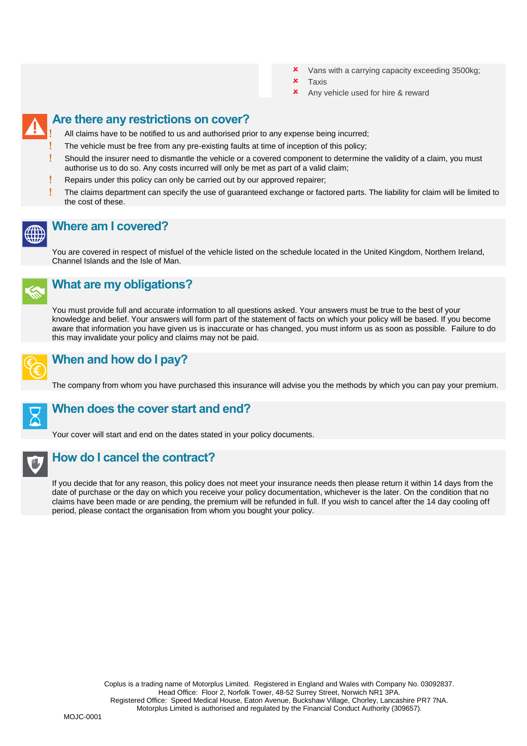- ✘ Vans with a carrying capacity exceeding 3500kg;
- ✘ Taxis
- ✘ Any vehicle used for hire & reward

## Are there any restrictions on cover?

- ! All claims have to be notified to us and authorised prior to any expense being incurred;
- ! The vehicle must be free from any pre-existing faults at time of inception of this policy;
- ! Should the insurer need to dismantle the vehicle or a covered component to determine the validity of a claim, you must authorise us to do so. Any costs incurred will only be met as part of a valid claim;
- ! Repairs under this policy can only be carried out by our approved repairer;
- ! The claims department can specify the use of guaranteed exchange or factored parts. The liability for claim will be limited to the cost of these.

## Where am I covered?

You are covered in respect of misfuel of the vehicle listed on the schedule located in the United Kingdom, Northern Ireland, Channel Islands and the Isle of Man.

## What are my obligations?

You must provide full and accurate information to all questions asked. Your answers must be true to the best of your knowledge and belief. Your answers will form part of the statement of facts on which your policy will be based. If you become aware that information you have given us is inaccurate or has changed, you must inform us as soon as possible. Failure to do this may invalidate your policy and claims may not be paid.

## When and how do I pay?

The company from whom you have purchased this insurance will advise you the methods by which you can pay your premium.

## When does the cover start and end?

Your cover will start and end on the dates stated in your policy documents.

## How do I cancel the contract?

If you decide that for any reason, this policy does not meet your insurance needs then please return it within 14 days from the date of purchase or the day on which you receive your policy documentation, whichever is the later. On the condition that no claims have been made or are pending, the premium will be refunded in full. If you wish to cancel after the 14 day cooling off period, please contact the organisation from whom you bought your policy.

Coplus is a trading name of Motorplus Limited. Registered in England and Wales with Company No. 03092837.
Head Office: Floor 2, Norfolk Tower, 48-52 Surrey Street, Norwich NR1 3PA.
Registered Office: Speed Medical House, Eaton Avenue, Buckshaw Village, Chorley, Lancashire PR7 7NA.
Motorplus Limited is authorised and regulated by the Financial Conduct Authority (309657).

MOJC-0001